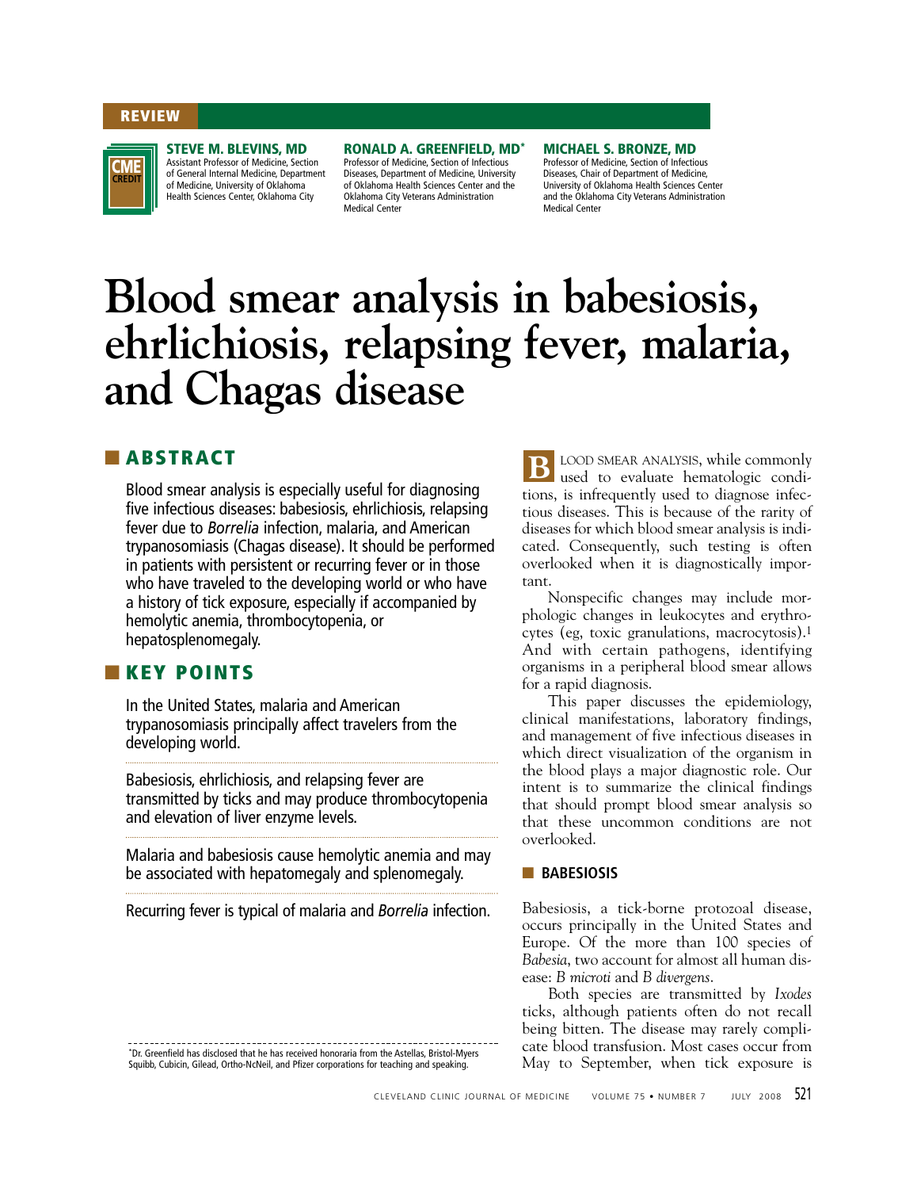REVIEW

CME CREDIT

**STEVE M. BLEVINS, MD**
Assistant Professor of Medicine, Section of General Internal Medicine, Department of Medicine, University of Oklahoma Health Sciences Center, Oklahoma City

**RONALD A. GREENFIELD, MD***
Professor of Medicine, Section of Infectious Diseases, Department of Medicine, University of Oklahoma Health Sciences Center and the Oklahoma City Veterans Administration Medical Center

**MICHAEL S. BRONZE, MD**
Professor of Medicine, Section of Infectious Diseases, Chair of Department of Medicine, University of Oklahoma Health Sciences Center and the Oklahoma City Veterans Administration Medical Center

# Blood smear analysis in babesiosis, ehrlichiosis, relapsing fever, malaria, and Chagas disease

## ABSTRACT

Blood smear analysis is especially useful for diagnosing five infectious diseases: babesiosis, ehrlichiosis, relapsing fever due to *Borrelia* infection, malaria, and American trypanosomiasis (Chagas disease). It should be performed in patients with persistent or recurring fever or in those who have traveled to the developing world or who have a history of tick exposure, especially if accompanied by hemolytic anemia, thrombocytopenia, or hepatosplenomegaly.

## KEY POINTS

In the United States, malaria and American trypanosomiasis principally affect travelers from the developing world.

Babesiosis, ehrlichiosis, and relapsing fever are transmitted by ticks and may produce thrombocytopenia and elevation of liver enzyme levels.

Malaria and babesiosis cause hemolytic anemia and may be associated with hepatomegaly and splenomegaly.

Recurring fever is typical of malaria and *Borrelia* infection.

BLOOD SMEAR ANALYSIS, while commonly used to evaluate hematologic conditions, is infrequently used to diagnose infectious diseases. This is because of the rarity of diseases for which blood smear analysis is indicated. Consequently, such testing is often overlooked when it is diagnostically important.

Nonspecific changes may include morphologic changes in leukocytes and erythrocytes (eg, toxic granulations, macrocytosis).[1] And with certain pathogens, identifying organisms in a peripheral blood smear allows for a rapid diagnosis.

This paper discusses the epidemiology, clinical manifestations, laboratory findings, and management of five infectious diseases in which direct visualization of the organism in the blood plays a major diagnostic role. Our intent is to summarize the clinical findings that should prompt blood smear analysis so that these uncommon conditions are not overlooked.

## BABESIOSIS

Babesiosis, a tick-borne protozoal disease, occurs principally in the United States and Europe. Of the more than 100 species of *Babesia*, two account for almost all human disease: *B microti* and *B divergens*.

Both species are transmitted by *Ixodes* ticks, although patients often do not recall being bitten. The disease may rarely complicate blood transfusion. Most cases occur from May to September, when tick exposure is

*Dr. Greenfield has disclosed that he has received honoraria from the Astellas, Bristol-Myers Squibb, Cubicin, Gilead, Ortho-NcNeil, and Pfizer corporations for teaching and speaking.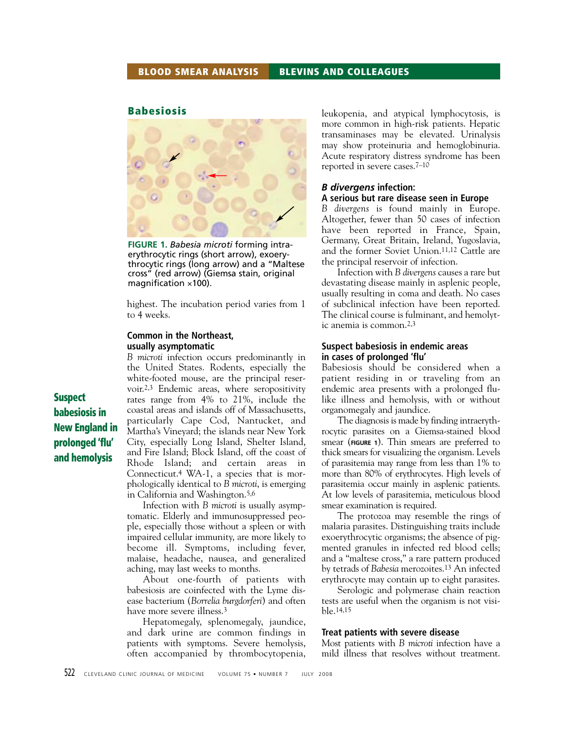## Babesiosis

FIGURE 1. *Babesia microti* forming intraerythrocytic rings (short arrow), exoerythrocytic rings (long arrow) and a "Maltese cross" (red arrow) (Giemsa stain, original magnification ×100).

highest. The incubation period varies from 1 to 4 weeks.

### Common in the Northeast, usually asymptomatic

*B microti* infection occurs predominantly in the United States. Rodents, especially the white-footed mouse, are the principal reservoir.[2,3] Endemic areas, where seropositivity rates range from 4% to 21%, include the coastal areas and islands off of Massachusetts, particularly Cape Cod, Nantucket, and Martha's Vineyard; the islands near New York City, especially Long Island, Shelter Island, and Fire Island; Block Island, off the coast of Rhode Island; and certain areas in Connecticut.[4] WA-1, a species that is morphologically identical to *B microti*, is emerging in California and Washington.[5,6]

**Suspect babesiosis in New England in prolonged 'flu' and hemolysis**

Infection with *B microti* is usually asymptomatic. Elderly and immunosuppressed people, especially those without a spleen or with impaired cellular immunity, are more likely to become ill. Symptoms, including fever, malaise, headache, nausea, and generalized aching, may last weeks to months.

About one-fourth of patients with babesiosis are coinfected with the Lyme disease bacterium (*Borrelia burgdorferi*) and often have more severe illness.[3]

Hepatomegaly, splenomegaly, jaundice, and dark urine are common findings in patients with symptoms. Severe hemolysis, often accompanied by thrombocytopenia, leukopenia, and atypical lymphocytosis, is more common in high-risk patients. Hepatic transaminases may be elevated. Urinalysis may show proteinuria and hemoglobinuria. Acute respiratory distress syndrome has been reported in severe cases.[7–10]

### *B divergens* infection: A serious but rare disease seen in Europe

*B divergens* is found mainly in Europe. Altogether, fewer than 50 cases of infection have been reported in France, Spain, Germany, Great Britain, Ireland, Yugoslavia, and the former Soviet Union.[11,12] Cattle are the principal reservoir of infection.

Infection with *B divergens* causes a rare but devastating disease mainly in asplenic people, usually resulting in coma and death. No cases of subclinical infection have been reported. The clinical course is fulminant, and hemolytic anemia is common.[2,3]

### Suspect babesiosis in endemic areas in cases of prolonged 'flu'

Babesiosis should be considered when a patient residing in or traveling from an endemic area presents with a prolonged flu-like illness and hemolysis, with or without organomegaly and jaundice.

The diagnosis is made by finding intraerythrocytic parasites on a Giemsa-stained blood smear (FIGURE 1). Thin smears are preferred to thick smears for visualizing the organism. Levels of parasitemia may range from less than 1% to more than 80% of erythrocytes. High levels of parasitemia occur mainly in asplenic patients. At low levels of parasitemia, meticulous blood smear examination is required.

The protozoa may resemble the rings of malaria parasites. Distinguishing traits include exoerythrocytic organisms; the absence of pigmented granules in infected red blood cells; and a "maltese cross," a rare pattern produced by tetrads of *Babesia* merozoites.[13] An infected erythrocyte may contain up to eight parasites.

Serologic and polymerase chain reaction tests are useful when the organism is not visible.[14,15]

### Treat patients with severe disease

Most patients with *B microti* infection have a mild illness that resolves without treatment.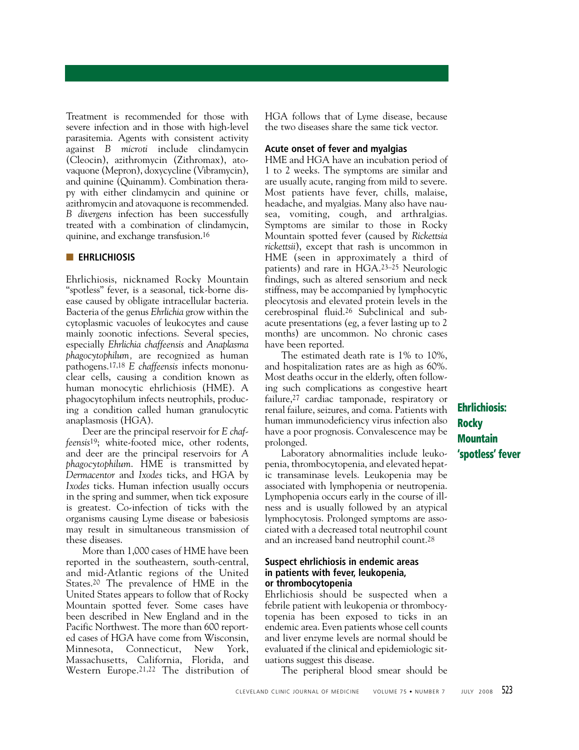Treatment is recommended for those with severe infection and in those with high-level parasitemia. Agents with consistent activity against *B microti* include clindamycin (Cleocin), azithromycin (Zithromax), atovaquone (Mepron), doxycycline (Vibramycin), and quinine (Quinamm). Combination therapy with either clindamycin and quinine or azithromycin and atovaquone is recommended. *B divergens* infection has been successfully treated with a combination of clindamycin, quinine, and exchange transfusion.[16]

## EHRLICHIOSIS

Ehrlichiosis, nicknamed Rocky Mountain "spotless" fever, is a seasonal, tick-borne disease caused by obligate intracellular bacteria. Bacteria of the genus *Ehrlichia* grow within the cytoplasmic vacuoles of leukocytes and cause mainly zoonotic infections. Several species, especially *Ehrlichia chaffeensis* and *Anaplasma phagocytophilum*, are recognized as human pathogens.[17,18] *E chaffeensis* infects mononuclear cells, causing a condition known as human monocytic ehrlichiosis (HME). *A phagocytophilum* infects neutrophils, producing a condition called human granulocytic anaplasmosis (HGA).

Deer are the principal reservoir for *E chaffeensis*[19]; white-footed mice, other rodents, and deer are the principal reservoirs for *A phagocytophilum*. HME is transmitted by *Dermacentor* and *Ixodes* ticks, and HGA by *Ixodes* ticks. Human infection usually occurs in the spring and summer, when tick exposure is greatest. Co-infection of ticks with the organisms causing Lyme disease or babesiosis may result in simultaneous transmission of these diseases.

More than 1,000 cases of HME have been reported in the southeastern, south-central, and mid-Atlantic regions of the United States.[20] The prevalence of HME in the United States appears to follow that of Rocky Mountain spotted fever. Some cases have been described in New England and in the Pacific Northwest. The more than 600 reported cases of HGA have come from Wisconsin, Minnesota, Connecticut, New York, Massachusetts, California, Florida, and Western Europe.[21,22] The distribution of HGA follows that of Lyme disease, because the two diseases share the same tick vector.

### Acute onset of fever and myalgias

HME and HGA have an incubation period of 1 to 2 weeks. The symptoms are similar and are usually acute, ranging from mild to severe. Most patients have fever, chills, malaise, headache, and myalgias. Many also have nausea, vomiting, cough, and arthralgias. Symptoms are similar to those in Rocky Mountain spotted fever (caused by *Rickettsia rickettsii*), except that rash is uncommon in HME (seen in approximately a third of patients) and rare in HGA.[23–25] Neurologic findings, such as altered sensorium and neck stiffness, may be accompanied by lymphocytic pleocytosis and elevated protein levels in the cerebrospinal fluid.[26] Subclinical and subacute presentations (eg, a fever lasting up to 2 months) are uncommon. No chronic cases have been reported.

The estimated death rate is 1% to 10%, and hospitalization rates are as high as 60%. Most deaths occur in the elderly, often following such complications as congestive heart failure,[27] cardiac tamponade, respiratory or renal failure, seizures, and coma. Patients with human immunodeficiency virus infection also have a poor prognosis. Convalescence may be prolonged.

**Ehrlichiosis: Rocky Mountain 'spotless' fever**

Laboratory abnormalities include leukopenia, thrombocytopenia, and elevated hepatic transaminase levels. Leukopenia may be associated with lymphopenia or neutropenia. Lymphopenia occurs early in the course of illness and is usually followed by an atypical lymphocytosis. Prolonged symptoms are associated with a decreased total neutrophil count and an increased band neutrophil count.[28]

### Suspect ehrlichiosis in endemic areas in patients with fever, leukopenia, or thrombocytopenia

Ehrlichiosis should be suspected when a febrile patient with leukopenia or thrombocytopenia has been exposed to ticks in an endemic area. Even patients whose cell counts and liver enzyme levels are normal should be evaluated if the clinical and epidemiologic situations suggest this disease.

The peripheral blood smear should be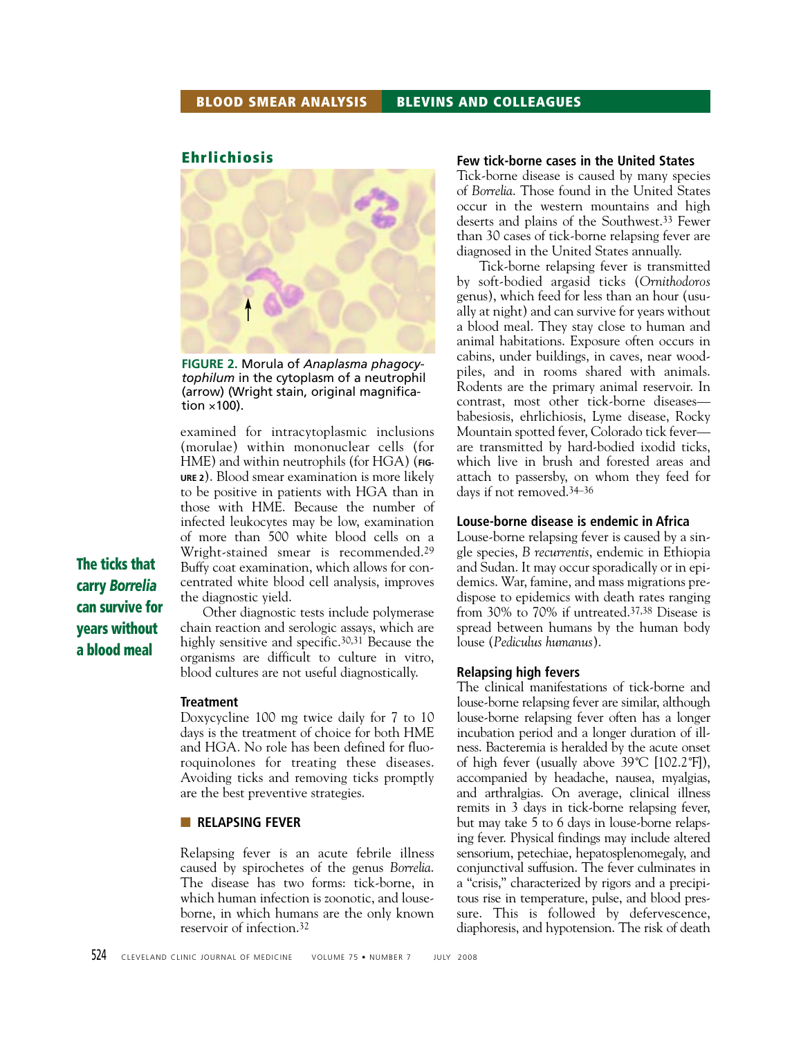## Ehrlichiosis

FIGURE 2. Morula of *Anaplasma phagocytophilum* in the cytoplasm of a neutrophil (arrow) (Wright stain, original magnification ×100).

examined for intracytoplasmic inclusions (morulae) within mononuclear cells (for HME) and within neutrophils (for HGA) (FIGURE 2). Blood smear examination is more likely to be positive in patients with HGA than in those with HME. Because the number of infected leukocytes may be low, examination of more than 500 white blood cells on a Wright-stained smear is recommended.[29] Buffy coat examination, which allows for concentrated white blood cell analysis, improves the diagnostic yield.

Other diagnostic tests include polymerase chain reaction and serologic assays, which are highly sensitive and specific.[30,31] Because the organisms are difficult to culture in vitro, blood cultures are not useful diagnostically.

### Treatment

Doxycycline 100 mg twice daily for 7 to 10 days is the treatment of choice for both HME and HGA. No role has been defined for fluoroquinolones for treating these diseases. Avoiding ticks and removing ticks promptly are the best preventive strategies.

## RELAPSING FEVER

Relapsing fever is an acute febrile illness caused by spirochetes of the genus *Borrelia*. The disease has two forms: tick-borne, in which human infection is zoonotic, and louse-borne, in which humans are the only known reservoir of infection.[32]

**The ticks that carry *Borrelia* can survive for years without a blood meal**

### Few tick-borne cases in the United States

Tick-borne disease is caused by many species of *Borrelia*. Those found in the United States occur in the western mountains and high deserts and plains of the Southwest.[33] Fewer than 30 cases of tick-borne relapsing fever are diagnosed in the United States annually.

Tick-borne relapsing fever is transmitted by soft-bodied argasid ticks (*Ornithodoros* genus), which feed for less than an hour (usually at night) and can survive for years without a blood meal. They stay close to human and animal habitations. Exposure often occurs in cabins, under buildings, in caves, near woodpiles, and in rooms shared with animals. Rodents are the primary animal reservoir. In contrast, most other tick-borne diseases—babesiosis, ehrlichiosis, Lyme disease, Rocky Mountain spotted fever, Colorado tick fever—are transmitted by hard-bodied ixodid ticks, which live in brush and forested areas and attach to passersby, on whom they feed for days if not removed.[34–36]

### Louse-borne disease is endemic in Africa

Louse-borne relapsing fever is caused by a single species, *B recurrentis*, endemic in Ethiopia and Sudan. It may occur sporadically or in epidemics. War, famine, and mass migrations predispose to epidemics with death rates ranging from 30% to 70% if untreated.[37,38] Disease is spread between humans by the human body louse (*Pediculus humanus*).

### Relapsing high fevers

The clinical manifestations of tick-borne and louse-borne relapsing fever are similar, although louse-borne relapsing fever often has a longer incubation period and a longer duration of illness. Bacteremia is heralded by the acute onset of high fever (usually above 39°C [102.2°F]), accompanied by headache, nausea, myalgias, and arthralgias. On average, clinical illness remits in 3 days in tick-borne relapsing fever, but may take 5 to 6 days in louse-borne relapsing fever. Physical findings may include altered sensorium, petechiae, hepatosplenomegaly, and conjunctival suffusion. The fever culminates in a "crisis," characterized by rigors and a precipitous rise in temperature, pulse, and blood pressure. This is followed by defervescence, diaphoresis, and hypotension. The risk of death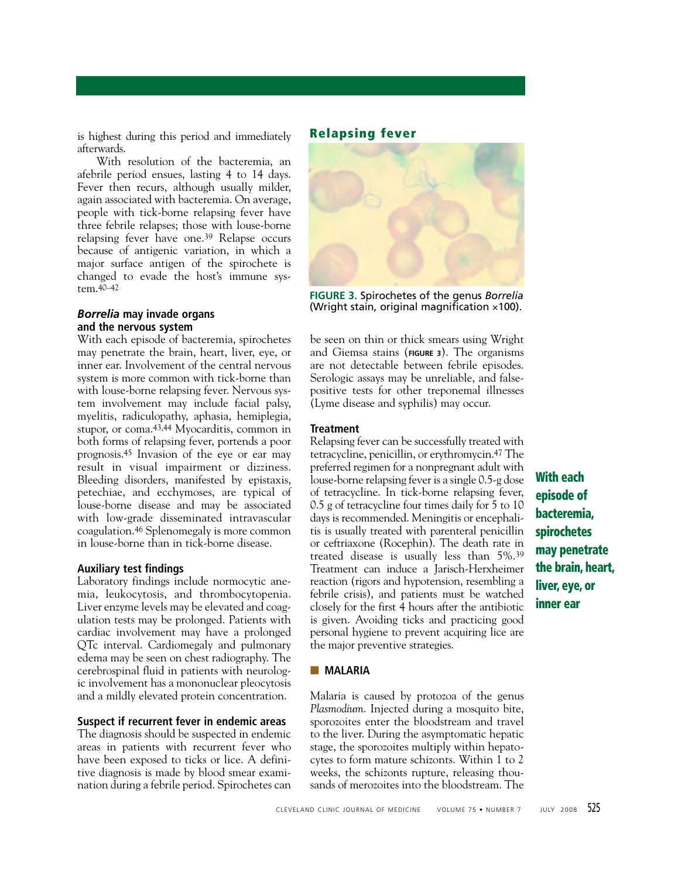is highest during this period and immediately afterwards.

With resolution of the bacteremia, an afebrile period ensues, lasting 4 to 14 days. Fever then recurs, although usually milder, again associated with bacteremia. On average, people with tick-borne relapsing fever have three febrile relapses; those with louse-borne relapsing fever have one.[39] Relapse occurs because of antigenic variation, in which a major surface antigen of the spirochete is changed to evade the host's immune system.[40–42]

### *Borrelia* may invade organs and the nervous system

With each episode of bacteremia, spirochetes may penetrate the brain, heart, liver, eye, or inner ear. Involvement of the central nervous system is more common with tick-borne than with louse-borne relapsing fever. Nervous system involvement may include facial palsy, myelitis, radiculopathy, aphasia, hemiplegia, stupor, or coma.[43,44] Myocarditis, common in both forms of relapsing fever, portends a poor prognosis.[45] Invasion of the eye or ear may result in visual impairment or dizziness. Bleeding disorders, manifested by epistaxis, petechiae, and ecchymoses, are typical of louse-borne disease and may be associated with low-grade disseminated intravascular coagulation.[46] Splenomegaly is more common in louse-borne than in tick-borne disease.

### Auxiliary test findings

Laboratory findings include normocytic anemia, leukocytosis, and thrombocytopenia. Liver enzyme levels may be elevated and coagulation tests may be prolonged. Patients with cardiac involvement may have a prolonged QTc interval. Cardiomegaly and pulmonary edema may be seen on chest radiography. The cerebrospinal fluid in patients with neurologic involvement has a mononuclear pleocytosis and a mildly elevated protein concentration.

### Suspect if recurrent fever in endemic areas

The diagnosis should be suspected in endemic areas in patients with recurrent fever who have been exposed to ticks or lice. A definitive diagnosis is made by blood smear examination during a febrile period. Spirochetes can be seen on thin or thick smears using Wright and Giemsa stains (FIGURE 3). The organisms are not detectable between febrile episodes. Serologic assays may be unreliable, and false-positive tests for other treponemal illnesses (Lyme disease and syphilis) may occur.

**Relapsing fever**

FIGURE 3. Spirochetes of the genus *Borrelia* (Wright stain, original magnification ×100).

### Treatment

Relapsing fever can be successfully treated with tetracycline, penicillin, or erythromycin.[47] The preferred regimen for a nonpregnant adult with louse-borne relapsing fever is a single 0.5-g dose of tetracycline. In tick-borne relapsing fever, 0.5 g of tetracycline four times daily for 5 to 10 days is recommended. Meningitis or encephalitis is usually treated with parenteral penicillin or ceftriaxone (Rocephin). The death rate in treated disease is usually less than 5%.[39] Treatment can induce a Jarisch-Herxheimer reaction (rigors and hypotension, resembling a febrile crisis), and patients must be watched closely for the first 4 hours after the antibiotic is given. Avoiding ticks and practicing good personal hygiene to prevent acquiring lice are the major preventive strategies.

**With each episode of bacteremia, spirochetes may penetrate the brain, heart, liver, eye, or inner ear**

## MALARIA

Malaria is caused by protozoa of the genus *Plasmodium*. Injected during a mosquito bite, sporozoites enter the bloodstream and travel to the liver. During the asymptomatic hepatic stage, the sporozoites multiply within hepatocytes to form mature schizonts. Within 1 to 2 weeks, the schizonts rupture, releasing thousands of merozoites into the bloodstream. The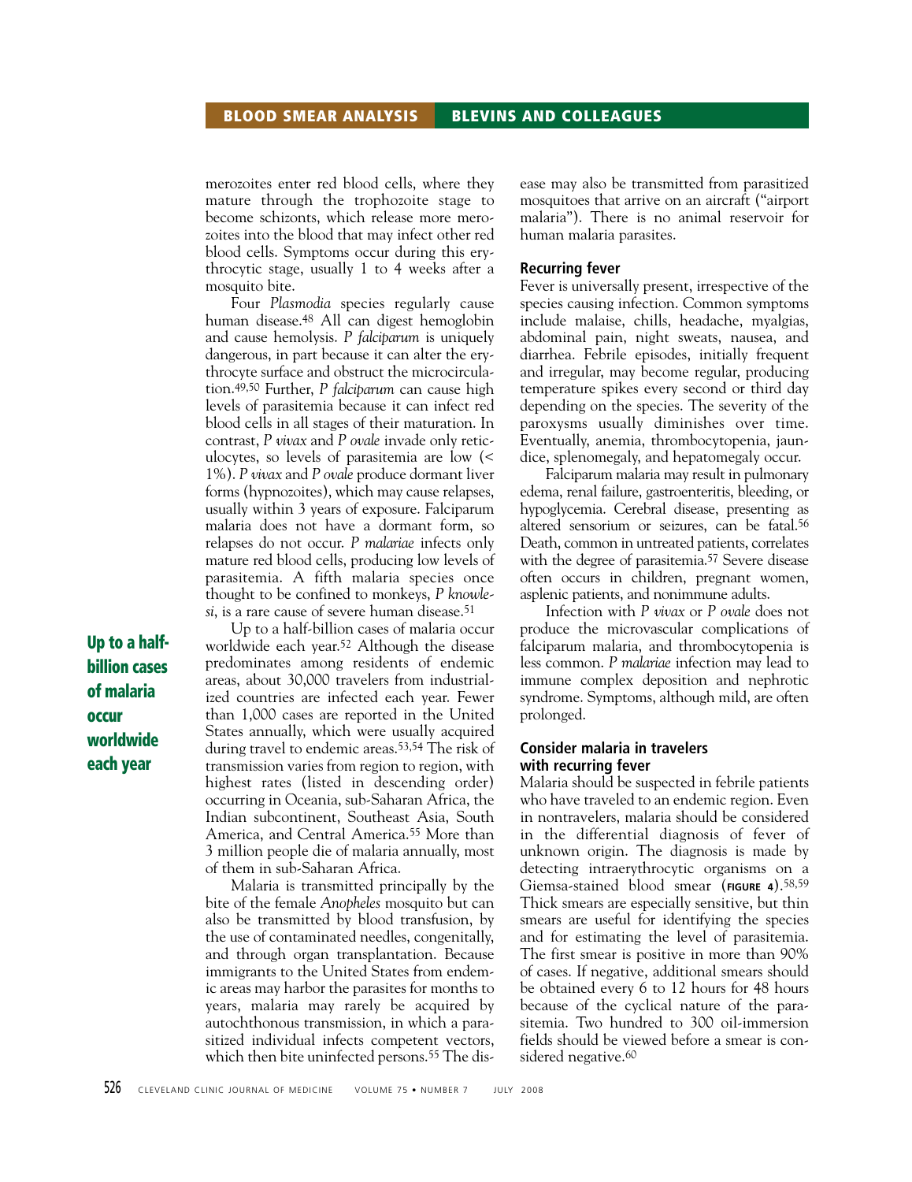merozoites enter red blood cells, where they mature through the trophozoite stage to become schizonts, which release more merozoites into the blood that may infect other red blood cells. Symptoms occur during this erythrocytic stage, usually 1 to 4 weeks after a mosquito bite.

Four *Plasmodia* species regularly cause human disease.[48] All can digest hemoglobin and cause hemolysis. *P falciparum* is uniquely dangerous, in part because it can alter the erythrocyte surface and obstruct the microcirculation.[49,50] Further, *P falciparum* can cause high levels of parasitemia because it can infect red blood cells in all stages of their maturation. In contrast, *P vivax* and *P ovale* invade only reticulocytes, so levels of parasitemia are low (< 1%). *P vivax* and *P ovale* produce dormant liver forms (hypnozoites), which may cause relapses, usually within 3 years of exposure. Falciparum malaria does not have a dormant form, so relapses do not occur. *P malariae* infects only mature red blood cells, producing low levels of parasitemia. A fifth malaria species once thought to be confined to monkeys, *P knowlesi*, is a rare cause of severe human disease.[51]

**Up to a half-billion cases of malaria occur worldwide each year**

Up to a half-billion cases of malaria occur worldwide each year.[52] Although the disease predominates among residents of endemic areas, about 30,000 travelers from industrialized countries are infected each year. Fewer than 1,000 cases are reported in the United States annually, which were usually acquired during travel to endemic areas.[53,54] The risk of transmission varies from region to region, with highest rates (listed in descending order) occurring in Oceania, sub-Saharan Africa, the Indian subcontinent, Southeast Asia, South America, and Central America.[55] More than 3 million people die of malaria annually, most of them in sub-Saharan Africa.

Malaria is transmitted principally by the bite of the female *Anopheles* mosquito but can also be transmitted by blood transfusion, by the use of contaminated needles, congenitally, and through organ transplantation. Because immigrants to the United States from endemic areas may harbor the parasites for months to years, malaria may rarely be acquired by autochthonous transmission, in which a parasitized individual infects competent vectors, which then bite uninfected persons.[55] The disease may also be transmitted from parasitized mosquitoes that arrive on an aircraft ("airport malaria"). There is no animal reservoir for human malaria parasites.

### Recurring fever

Fever is universally present, irrespective of the species causing infection. Common symptoms include malaise, chills, headache, myalgias, abdominal pain, night sweats, nausea, and diarrhea. Febrile episodes, initially frequent and irregular, may become regular, producing temperature spikes every second or third day depending on the species. The severity of the paroxysms usually diminishes over time. Eventually, anemia, thrombocytopenia, jaundice, splenomegaly, and hepatomegaly occur.

Falciparum malaria may result in pulmonary edema, renal failure, gastroenteritis, bleeding, or hypoglycemia. Cerebral disease, presenting as altered sensorium or seizures, can be fatal.[56] Death, common in untreated patients, correlates with the degree of parasitemia.[57] Severe disease often occurs in children, pregnant women, asplenic patients, and nonimmune adults.

Infection with *P vivax* or *P ovale* does not produce the microvascular complications of falciparum malaria, and thrombocytopenia is less common. *P malariae* infection may lead to immune complex deposition and nephrotic syndrome. Symptoms, although mild, are often prolonged.

### Consider malaria in travelers with recurring fever

Malaria should be suspected in febrile patients who have traveled to an endemic region. Even in nontravelers, malaria should be considered in the differential diagnosis of fever of unknown origin. The diagnosis is made by detecting intraerythrocytic organisms on a Giemsa-stained blood smear (**FIGURE 4**).[58,59] Thick smears are especially sensitive, but thin smears are useful for identifying the species and for estimating the level of parasitemia. The first smear is positive in more than 90% of cases. If negative, additional smears should be obtained every 6 to 12 hours for 48 hours because of the cyclical nature of the parasitemia. Two hundred to 300 oil-immersion fields should be viewed before a smear is considered negative.[60]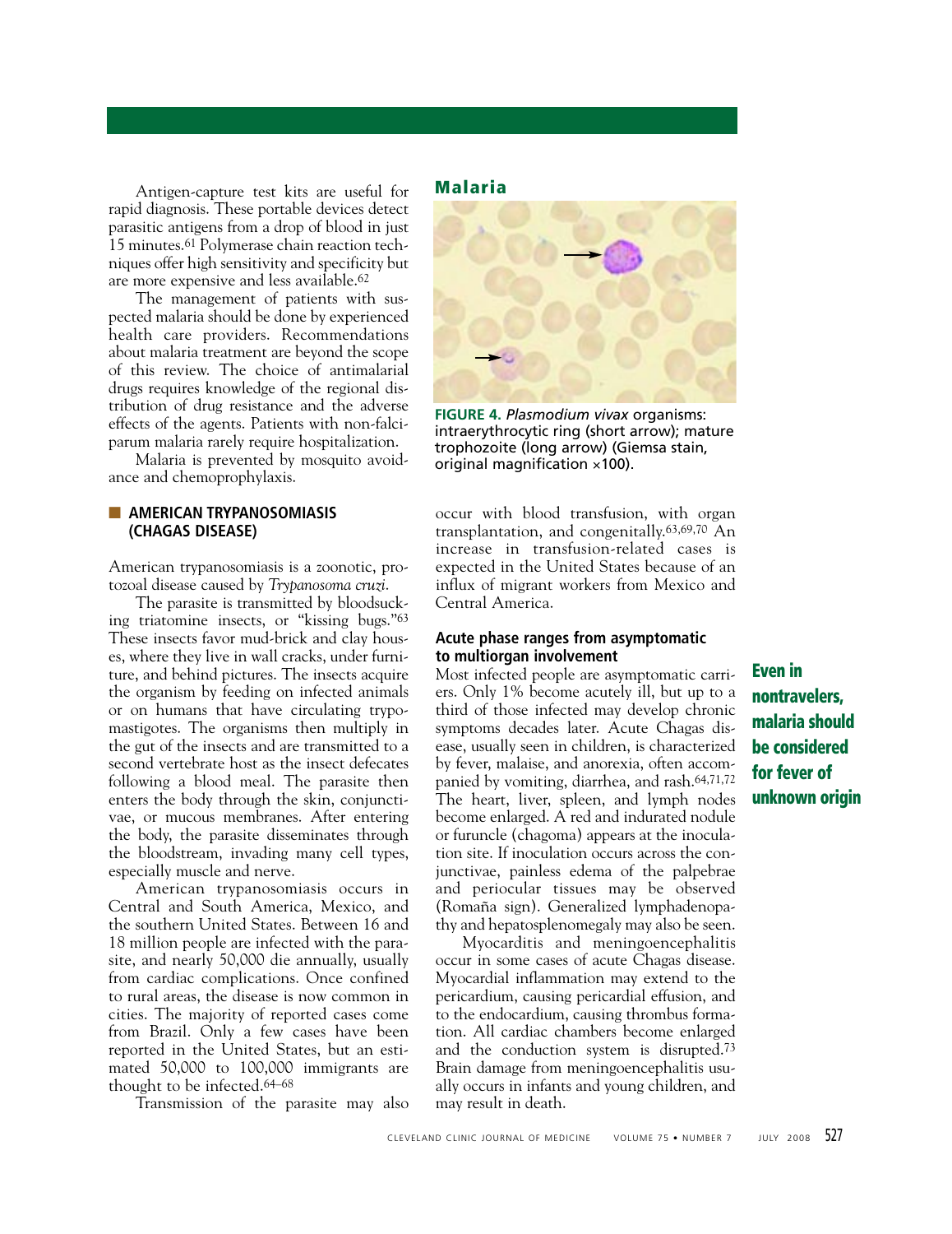Antigen-capture test kits are useful for rapid diagnosis. These portable devices detect parasitic antigens from a drop of blood in just 15 minutes.[61] Polymerase chain reaction techniques offer high sensitivity and specificity but are more expensive and less available.[62]

The management of patients with suspected malaria should be done by experienced health care providers. Recommendations about malaria treatment are beyond the scope of this review. The choice of antimalarial drugs requires knowledge of the regional distribution of drug resistance and the adverse effects of the agents. Patients with non-falciparum malaria rarely require hospitalization.

Malaria is prevented by mosquito avoidance and chemoprophylaxis.

**Malaria**

**FIGURE 4.** *Plasmodium vivax* organisms: intraerythrocytic ring (short arrow); mature trophozoite (long arrow) (Giemsa stain, original magnification ×100).

## AMERICAN TRYPANOSOMIASIS (CHAGAS DISEASE)

American trypanosomiasis is a zoonotic, protozoal disease caused by *Trypanosoma cruzi.*

The parasite is transmitted by bloodsucking triatomine insects, or "kissing bugs."[63] These insects favor mud-brick and clay houses, where they live in wall cracks, under furniture, and behind pictures. The insects acquire the organism by feeding on infected animals or on humans that have circulating trypomastigotes. The organisms then multiply in the gut of the insects and are transmitted to a second vertebrate host as the insect defecates following a blood meal. The parasite then enters the body through the skin, conjunctivae, or mucous membranes. After entering the body, the parasite disseminates through the bloodstream, invading many cell types, especially muscle and nerve.

American trypanosomiasis occurs in Central and South America, Mexico, and the southern United States. Between 16 and 18 million people are infected with the parasite, and nearly 50,000 die annually, usually from cardiac complications. Once confined to rural areas, the disease is now common in cities. The majority of reported cases come from Brazil. Only a few cases have been reported in the United States, but an estimated 50,000 to 100,000 immigrants are thought to be infected.[64–68]

Transmission of the parasite may also occur with blood transfusion, with organ transplantation, and congenitally.[63,69,70] An increase in transfusion-related cases is expected in the United States because of an influx of migrant workers from Mexico and Central America.

### Acute phase ranges from asymptomatic to multiorgan involvement

Most infected people are asymptomatic carriers. Only 1% become acutely ill, but up to a third of those infected may develop chronic symptoms decades later. Acute Chagas disease, usually seen in children, is characterized by fever, malaise, and anorexia, often accompanied by vomiting, diarrhea, and rash.[64,71,72] The heart, liver, spleen, and lymph nodes become enlarged. A red and indurated nodule or furuncle (chagoma) appears at the inoculation site. If inoculation occurs across the conjunctivae, painless edema of the palpebrae and periocular tissues may be observed (Romaña sign). Generalized lymphadenopathy and hepatosplenomegaly may also be seen.

Myocarditis and meningoencephalitis occur in some cases of acute Chagas disease. Myocardial inflammation may extend to the pericardium, causing pericardial effusion, and to the endocardium, causing thrombus formation. All cardiac chambers become enlarged and the conduction system is disrupted.[73] Brain damage from meningoencephalitis usually occurs in infants and young children, and may result in death.

**Even in nontravelers, malaria should be considered for fever of unknown origin**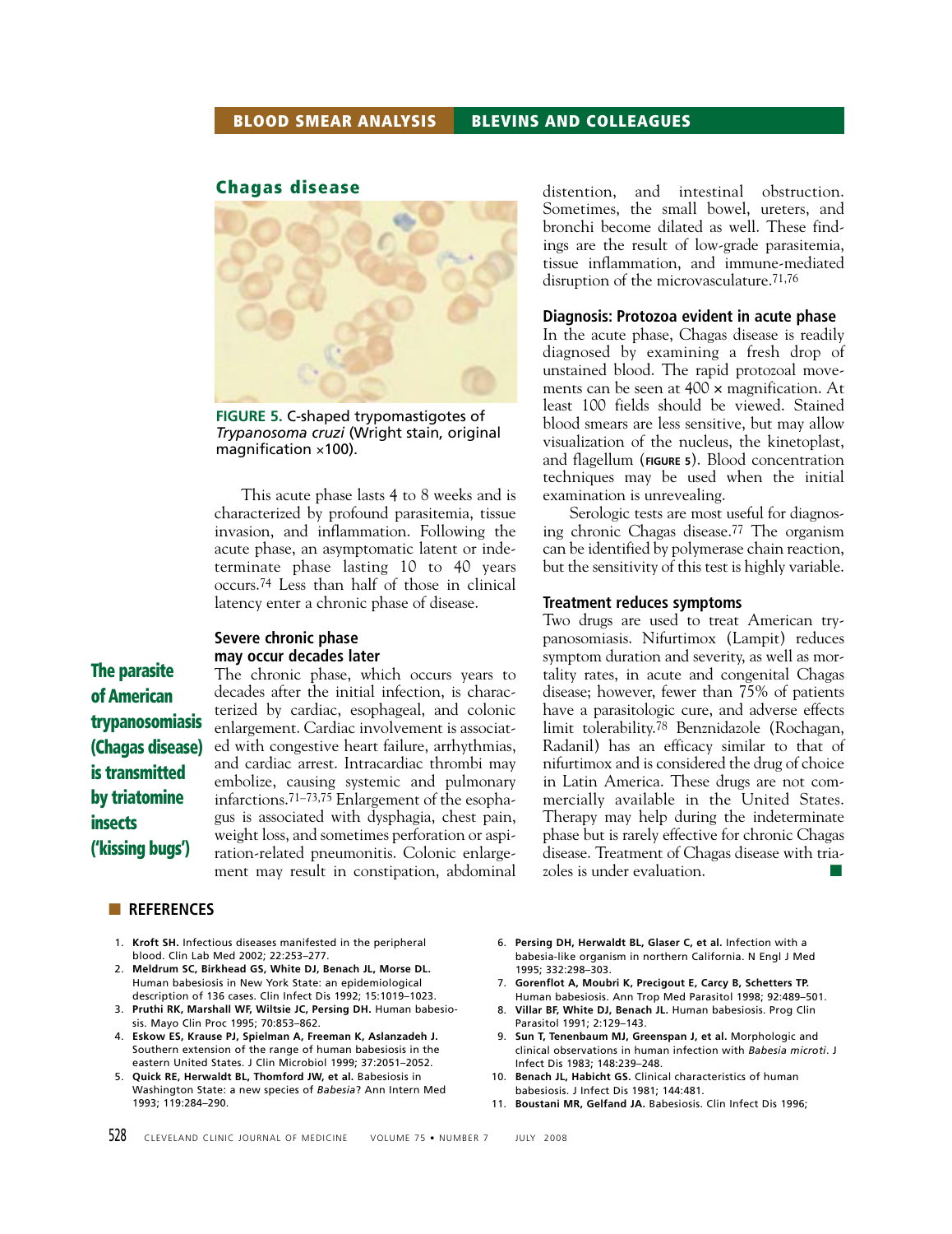## Chagas disease

FIGURE 5. C-shaped trypomastigotes of *Trypanosoma cruzi* (Wright stain, original magnification ×100).

This acute phase lasts 4 to 8 weeks and is characterized by profound parasitemia, tissue invasion, and inflammation. Following the acute phase, an asymptomatic latent or indeterminate phase lasting 10 to 40 years occurs.[74] Less than half of those in clinical latency enter a chronic phase of disease.

**The parasite of American trypanosomiasis (Chagas disease) is transmitted by triatomine insects ('kissing bugs')**

### Severe chronic phase may occur decades later

The chronic phase, which occurs years to decades after the initial infection, is characterized by cardiac, esophageal, and colonic enlargement. Cardiac involvement is associated with congestive heart failure, arrhythmias, and cardiac arrest. Intracardiac thrombi may embolize, causing systemic and pulmonary infarctions.[71–73,75] Enlargement of the esophagus is associated with dysphagia, chest pain, weight loss, and sometimes perforation or aspiration-related pneumonitis. Colonic enlargement may result in constipation, abdominal distention, and intestinal obstruction. Sometimes, the small bowel, ureters, and bronchi become dilated as well. These findings are the result of low-grade parasitemia, tissue inflammation, and immune-mediated disruption of the microvasculature.[71,76]

### Diagnosis: Protozoa evident in acute phase

In the acute phase, Chagas disease is readily diagnosed by examining a fresh drop of unstained blood. The rapid protozoal movements can be seen at 400 × magnification. At least 100 fields should be viewed. Stained blood smears are less sensitive, but may allow visualization of the nucleus, the kinetoplast, and flagellum (FIGURE 5). Blood concentration techniques may be used when the initial examination is unrevealing.

Serologic tests are most useful for diagnosing chronic Chagas disease.[77] The organism can be identified by polymerase chain reaction, but the sensitivity of this test is highly variable.

### Treatment reduces symptoms

Two drugs are used to treat American trypanosomiasis. Nifurtimox (Lampit) reduces symptom duration and severity, as well as mortality rates, in acute and congenital Chagas disease; however, fewer than 75% of patients have a parasitologic cure, and adverse effects limit tolerability.[78] Benznidazole (Rochagan, Radanil) has an efficacy similar to that of nifurtimox and is considered the drug of choice in Latin America. These drugs are not commercially available in the United States. Therapy may help during the indeterminate phase but is rarely effective for chronic Chagas disease. Treatment of Chagas disease with triazoles is under evaluation. ■

## REFERENCES

1. **Kroft SH.** Infectious diseases manifested in the peripheral blood. Clin Lab Med 2002; 22:253–277.
2. **Meldrum SC, Birkhead GS, White DJ, Benach JL, Morse DL.** Human babesiosis in New York State: an epidemiological description of 136 cases. Clin Infect Dis 1992; 15:1019–1023.
3. **Pruthi RK, Marshall WF, Wiltsie JC, Persing DH.** Human babesiosis. Mayo Clin Proc 1995; 70:853–862.
4. **Eskow ES, Krause PJ, Spielman A, Freeman K, Aslanzadeh J.** Southern extension of the range of human babesiosis in the eastern United States. J Clin Microbiol 1999; 37:2051–2052.
5. **Quick RE, Herwaldt BL, Thomford JW, et al.** Babesiosis in Washington State: a new species of *Babesia*? Ann Intern Med 1993; 119:284–290.
6. **Persing DH, Herwaldt BL, Glaser C, et al.** Infection with a babesia-like organism in northern California. N Engl J Med 1995; 332:298–303.
7. **Gorenflot A, Moubri K, Precigout E, Carcy B, Schetters TP.** Human babesiosis. Ann Trop Med Parasitol 1998; 92:489–501.
8. **Villar BF, White DJ, Benach JL.** Human babesiosis. Prog Clin Parasitol 1991; 2:129–143.
9. **Sun T, Tenenbaum MJ, Greenspan J, et al.** Morphologic and clinical observations in human infection with *Babesia microti*. J Infect Dis 1983; 148:239–248.
10. **Benach JL, Habicht GS.** Clinical characteristics of human babesiosis. J Infect Dis 1981; 144:481.
11. **Boustani MR, Gelfand JA.** Babesiosis. Clin Infect Dis 1996;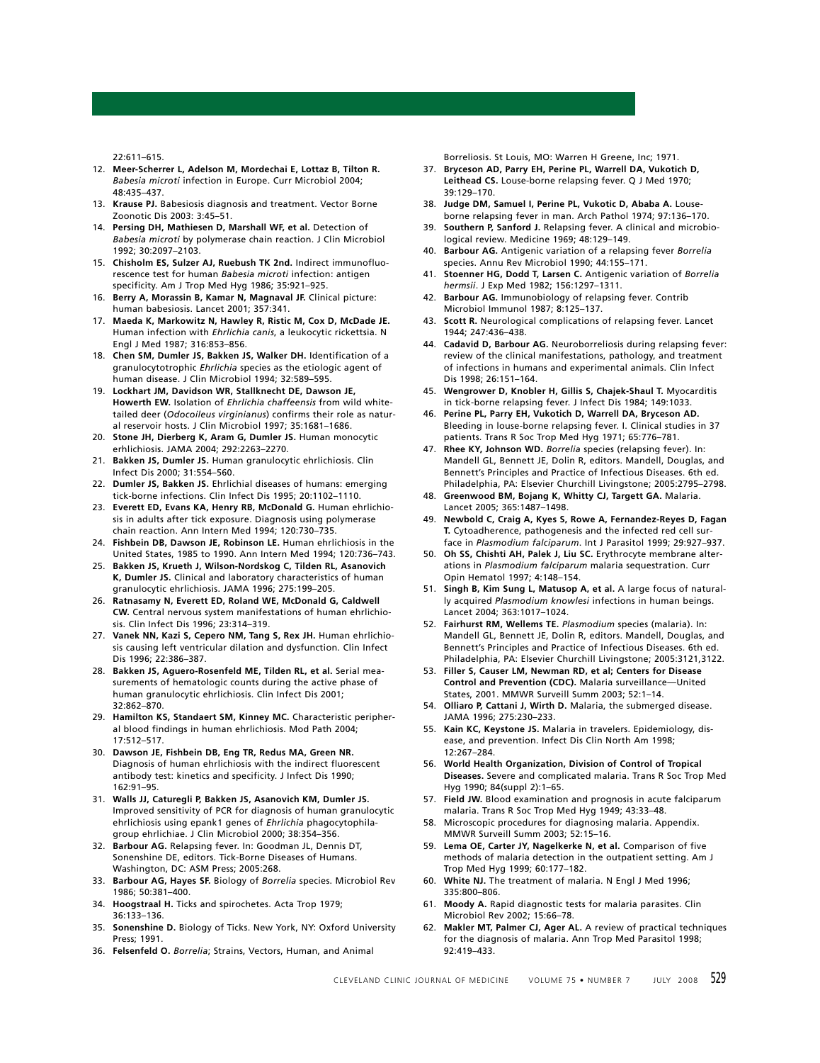22:611–615.

12. **Meer-Scherrer L, Adelson M, Mordechai E, Lottaz B, Tilton R.** *Babesia microti* infection in Europe. Curr Microbiol 2004; 48:435–437.
13. **Krause PJ.** Babesiosis diagnosis and treatment. Vector Borne Zoonotic Dis 2003: 3:45–51.
14. **Persing DH, Mathiesen D, Marshall WF, et al.** Detection of *Babesia microti* by polymerase chain reaction. J Clin Microbiol 1992; 30:2097–2103.
15. **Chisholm ES, Sulzer AJ, Ruebush TK 2nd.** Indirect immunofluorescence test for human *Babesia microti* infection: antigen specificity. Am J Trop Med Hyg 1986; 35:921–925.
16. **Berry A, Morassin B, Kamar N, Magnaval JF.** Clinical picture: human babesiosis. Lancet 2001; 357:341.
17. **Maeda K, Markowitz N, Hawley R, Ristic M, Cox D, McDade JE.** Human infection with *Ehrlichia canis*, a leukocytic rickettsia. N Engl J Med 1987; 316:853–856.
18. **Chen SM, Dumler JS, Bakken JS, Walker DH.** Identification of a granulocytotrophic *Ehrlichia* species as the etiologic agent of human disease. J Clin Microbiol 1994; 32:589–595.
19. **Lockhart JM, Davidson WR, Stallknecht DE, Dawson JE, Howerth EW.** Isolation of *Ehrlichia chaffeensis* from wild white-tailed deer (*Odocoileus virginianus*) confirms their role as natural reservoir hosts. J Clin Microbiol 1997; 35:1681–1686.
20. **Stone JH, Dierberg K, Aram G, Dumler JS.** Human monocytic erhlichiosis. JAMA 2004; 292:2263–2270.
21. **Bakken JS, Dumler JS.** Human granulocytic ehrlichiosis. Clin Infect Dis 2000; 31:554–560.
22. **Dumler JS, Bakken JS.** Ehrlichial diseases of humans: emerging tick-borne infections. Clin Infect Dis 1995; 20:1102–1110.
23. **Everett ED, Evans KA, Henry RB, McDonald G.** Human ehrlichiosis in adults after tick exposure. Diagnosis using polymerase chain reaction. Ann Intern Med 1994; 120:730–735.
24. **Fishbein DB, Dawson JE, Robinson LE.** Human ehrlichiosis in the United States, 1985 to 1990. Ann Intern Med 1994; 120:736–743.
25. **Bakken JS, Krueth J, Wilson-Nordskog C, Tilden RL, Asanovich K, Dumler JS.** Clinical and laboratory characteristics of human granulocytic ehrlichiosis. JAMA 1996; 275:199–205.
26. **Ratnasamy N, Everett ED, Roland WE, McDonald G, Caldwell CW.** Central nervous system manifestations of human ehrlichiosis. Clin Infect Dis 1996; 23:314–319.
27. **Vanek NN, Kazi S, Cepero NM, Tang S, Rex JH.** Human ehrlichiosis causing left ventricular dilation and dysfunction. Clin Infect Dis 1996; 22:386–387.
28. **Bakken JS, Aguero-Rosenfeld ME, Tilden RL, et al.** Serial measurements of hematologic counts during the active phase of human granulocytic ehrlichiosis. Clin Infect Dis 2001; 32:862–870.
29. **Hamilton KS, Standaert SM, Kinney MC.** Characteristic peripheral blood findings in human ehrlichiosis. Mod Path 2004; 17:512–517.
30. **Dawson JE, Fishbein DB, Eng TR, Redus MA, Green NR.** Diagnosis of human ehrlichiosis with the indirect fluorescent antibody test: kinetics and specificity. J Infect Dis 1990; 162:91–95.
31. **Walls JJ, Caturegli P, Bakken JS, Asanovich KM, Dumler JS.** Improved sensitivity of PCR for diagnosis of human granulocytic ehrlichiosis using epank1 genes of *Ehrlichia* phagocytophila-group ehrlichiae. J Clin Microbiol 2000; 38:354–356.
32. **Barbour AG.** Relapsing fever. In: Goodman JL, Dennis DT, Sonenshine DE, editors. Tick-Borne Diseases of Humans. Washington, DC: ASM Press; 2005:268.
33. **Barbour AG, Hayes SF.** Biology of *Borrelia* species. Microbiol Rev 1986; 50:381–400.
34. **Hoogstraal H.** Ticks and spirochetes. Acta Trop 1979; 36:133–136.
35. **Sonenshine D.** Biology of Ticks. New York, NY: Oxford University Press; 1991.
36. **Felsenfeld O.** *Borrelia*; Strains, Vectors, Human, and Animal Borreliosis. St Louis, MO: Warren H Greene, Inc; 1971.
37. **Bryceson AD, Parry EH, Perine PL, Warrell DA, Vukotich D, Leithead CS.** Louse-borne relapsing fever. Q J Med 1970; 39:129–170.
38. **Judge DM, Samuel I, Perine PL, Vukotic D, Ababa A.** Louse-borne relapsing fever in man. Arch Pathol 1974; 97:136–170.
39. **Southern P, Sanford J.** Relapsing fever. A clinical and microbiological review. Medicine 1969; 48:129–149.
40. **Barbour AG.** Antigenic variation of a relapsing fever *Borrelia* species. Annu Rev Microbiol 1990; 44:155–171.
41. **Stoenner HG, Dodd T, Larsen C.** Antigenic variation of *Borrelia hermsii*. J Exp Med 1982; 156:1297–1311.
42. **Barbour AG.** Immunobiology of relapsing fever. Contrib Microbiol Immunol 1987; 8:125–137.
43. **Scott R.** Neurological complications of relapsing fever. Lancet 1944; 247:436–438.
44. **Cadavid D, Barbour AG.** Neuroborreliosis during relapsing fever: review of the clinical manifestations, pathology, and treatment of infections in humans and experimental animals. Clin Infect Dis 1998; 26:151–164.
45. **Wengrower D, Knobler H, Gillis S, Chajek-Shaul T.** Myocarditis in tick-borne relapsing fever. J Infect Dis 1984; 149:1033.
46. **Perine PL, Parry EH, Vukotich D, Warrell DA, Bryceson AD.** Bleeding in louse-borne relapsing fever. I. Clinical studies in 37 patients. Trans R Soc Trop Med Hyg 1971; 65:776–781.
47. **Rhee KY, Johnson WD.** *Borrelia* species (relapsing fever). In: Mandell GL, Bennett JE, Dolin R, editors. Mandell, Douglas, and Bennett's Principles and Practice of Infectious Diseases. 6th ed. Philadelphia, PA: Elsevier Churchill Livingstone; 2005:2795–2798.
48. **Greenwood BM, Bojang K, Whitty CJ, Targett GA.** Malaria. Lancet 2005; 365:1487–1498.
49. **Newbold C, Craig A, Kyes S, Rowe A, Fernandez-Reyes D, Fagan T.** Cytoadherence, pathogenesis and the infected red cell surface in *Plasmodium falciparum*. Int J Parasitol 1999; 29:927–937.
50. **Oh SS, Chishti AH, Palek J, Liu SC.** Erythrocyte membrane alterations in *Plasmodium falciparum* malaria sequestration. Curr Opin Hematol 1997; 4:148–154.
51. **Singh B, Kim Sung L, Matusop A, et al.** A large focus of naturally acquired *Plasmodium knowlesi* infections in human beings. Lancet 2004; 363:1017–1024.
52. **Fairhurst RM, Wellems TE.** *Plasmodium* species (malaria). In: Mandell GL, Bennett JE, Dolin R, editors. Mandell, Douglas, and Bennett's Principles and Practice of Infectious Diseases. 6th ed. Philadelphia, PA: Elsevier Churchill Livingstone; 2005:3121,3122.
53. **Filler S, Causer LM, Newman RD, et al; Centers for Disease Control and Prevention (CDC).** Malaria surveillance—United States, 2001. MMWR Surveill Summ 2003; 52:1–14.
54. **Olliaro P, Cattani J, Wirth D.** Malaria, the submerged disease. JAMA 1996; 275:230–233.
55. **Kain KC, Keystone JS.** Malaria in travelers. Epidemiology, disease, and prevention. Infect Dis Clin North Am 1998; 12:267–284.
56. **World Health Organization, Division of Control of Tropical Diseases.** Severe and complicated malaria. Trans R Soc Trop Med Hyg 1990; 84(suppl 2):1–65.
57. **Field JW.** Blood examination and prognosis in acute falciparum malaria. Trans R Soc Trop Med Hyg 1949; 43:33–48.
58. Microscopic procedures for diagnosing malaria. Appendix. MMWR Surveill Summ 2003; 52:15–16.
59. **Lema OE, Carter JY, Nagelkerke N, et al.** Comparison of five methods of malaria detection in the outpatient setting. Am J Trop Med Hyg 1999; 60:177–182.
60. **White NJ.** The treatment of malaria. N Engl J Med 1996; 335:800–806.
61. **Moody A.** Rapid diagnostic tests for malaria parasites. Clin Microbiol Rev 2002; 15:66–78.
62. **Makler MT, Palmer CJ, Ager AL.** A review of practical techniques for the diagnosis of malaria. Ann Trop Med Parasitol 1998; 92:419–433.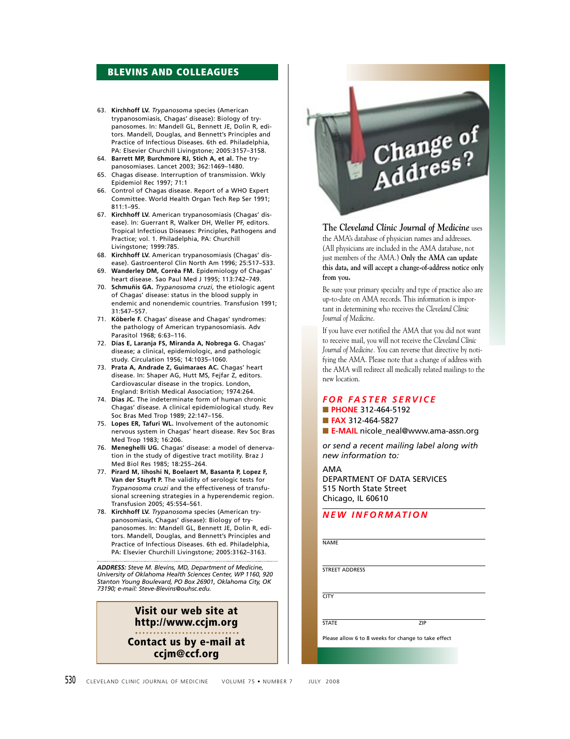63. **Kirchhoff LV.** *Trypanosoma* species (American trypanosomiasis, Chagas' disease): Biology of trypanosomes. In: Mandell GL, Bennett JE, Dolin R, editors. Mandell, Douglas, and Bennett's Principles and Practice of Infectious Diseases. 6th ed. Philadelphia, PA: Elsevier Churchill Livingstone; 2005:3157–3158.
64. **Barrett MP, Burchmore RJ, Stich A, et al.** The trypanosomiases. Lancet 2003; 362:1469–1480.
65. Chagas disease. Interruption of transmission. Wkly Epidemiol Rec 1997; 71:1
66. Control of Chagas disease. Report of a WHO Expert Committee. World Health Organ Tech Rep Ser 1991; 811:1–95.
67. **Kirchhoff LV.** American trypanosomiasis (Chagas' disease). In: Guerrant R, Walker DH, Weller PF, editors. Tropical Infectious Diseases: Principles, Pathogens and Practice; vol. 1. Philadelphia, PA: Churchill Livingstone; 1999:785.
68. **Kirchhoff LV.** American trypanosomiasis (Chagas' disease). Gastroenterol Clin North Am 1996; 25:517–533.
69. **Wanderley DM, Corrêa FM.** Epidemiology of Chagas' heart disease. Sao Paul Med J 1995; 113:742–749.
70. **Schmuñis GA.** *Trypanosoma cruzi*, the etiologic agent of Chagas' disease: status in the blood supply in endemic and nonendemic countries. Transfusion 1991; 31:547–557.
71. **Köberle F.** Chagas' disease and Chagas' syndromes: the pathology of American trypanosomiasis. Adv Parasitol 1968; 6:63–116.
72. **Dias E, Laranja FS, Miranda A, Nobrega G.** Chagas' disease; a clinical, epidemiologic, and pathologic study. Circulation 1956; 14:1035–1060.
73. **Prata A, Andrade Z, Guimaraes AC.** Chagas' heart disease. In: Shaper AG, Hutt MS, Fejfar Z, editors. Cardiovascular disease in the tropics. London, England: British Medical Association; 1974:264.
74. **Dias JC.** The indeterminate form of human chronic Chagas' disease. A clinical epidemiological study. Rev Soc Bras Med Trop 1989; 22:147–156.
75. **Lopes ER, Tafuri WL.** Involvement of the autonomic nervous system in Chagas' heart disease. Rev Soc Bras Med Trop 1983; 16:206.
76. **Meneghelli UG.** Chagas' disease: a model of denervation in the study of digestive tract motility. Braz J Med Biol Res 1985; 18:255–264.
77. **Pirard M, Iihoshi N, Boelaert M, Basanta P, Lopez F, Van der Stuyft P.** The validity of serologic tests for *Trypanosoma cruzi* and the effectiveness of transfusional screening strategies in a hyperendemic region. Transfusion 2005; 45:554–561.
78. **Kirchhoff LV.** *Trypanosoma* species (American trypanosomiasis, Chagas' disease): Biology of trypanosomes. In: Mandell GL, Bennett JE, Dolin R, editors. Mandell, Douglas, and Bennett's Principles and Practice of Infectious Diseases. 6th ed. Philadelphia, PA: Elsevier Churchill Livingstone; 2005:3162–3163.

*ADDRESS: Steve M. Blevins, MD, Department of Medicine, University of Oklahoma Health Sciences Center, WP 1160, 920 Stanton Young Boulevard, PO Box 26901, Oklahoma City, OK 73190; e-mail: Steve-Blevins@ouhsc.edu.*

**Visit our web site at http://www.ccjm.org**

**Contact us by e-mail at ccjm@ccf.org**

# Change of Address?

The *Cleveland Clinic Journal of Medicine* uses the AMA's database of physician names and addresses. (All physicians are included in the AMA database, not just members of the AMA.) **Only the AMA can update this data, and will accept a change-of-address notice only from you.**

Be sure your primary specialty and type of practice also are up-to-date on AMA records. This information is important in determining who receives the *Cleveland Clinic Journal of Medicine*.

If you have ever notified the AMA that you did not want to receive mail, you will not receive the *Cleveland Clinic Journal of Medicine*. You can reverse that directive by notifying the AMA. Please note that a change of address with the AMA will redirect all medically related mailings to the new location.

## FOR FASTER SERVICE

- **PHONE** 312-464-5192
- **FAX** 312-464-5827
- **E-MAIL** nicole_neal@www.ama-assn.org

*or send a recent mailing label along with new information to:*

AMA
DEPARTMENT OF DATA SERVICES
515 North State Street
Chicago, IL 60610

## NEW INFORMATION

NAME

STREET ADDRESS

CITY

STATE ZIP

Please allow 6 to 8 weeks for change to take effect